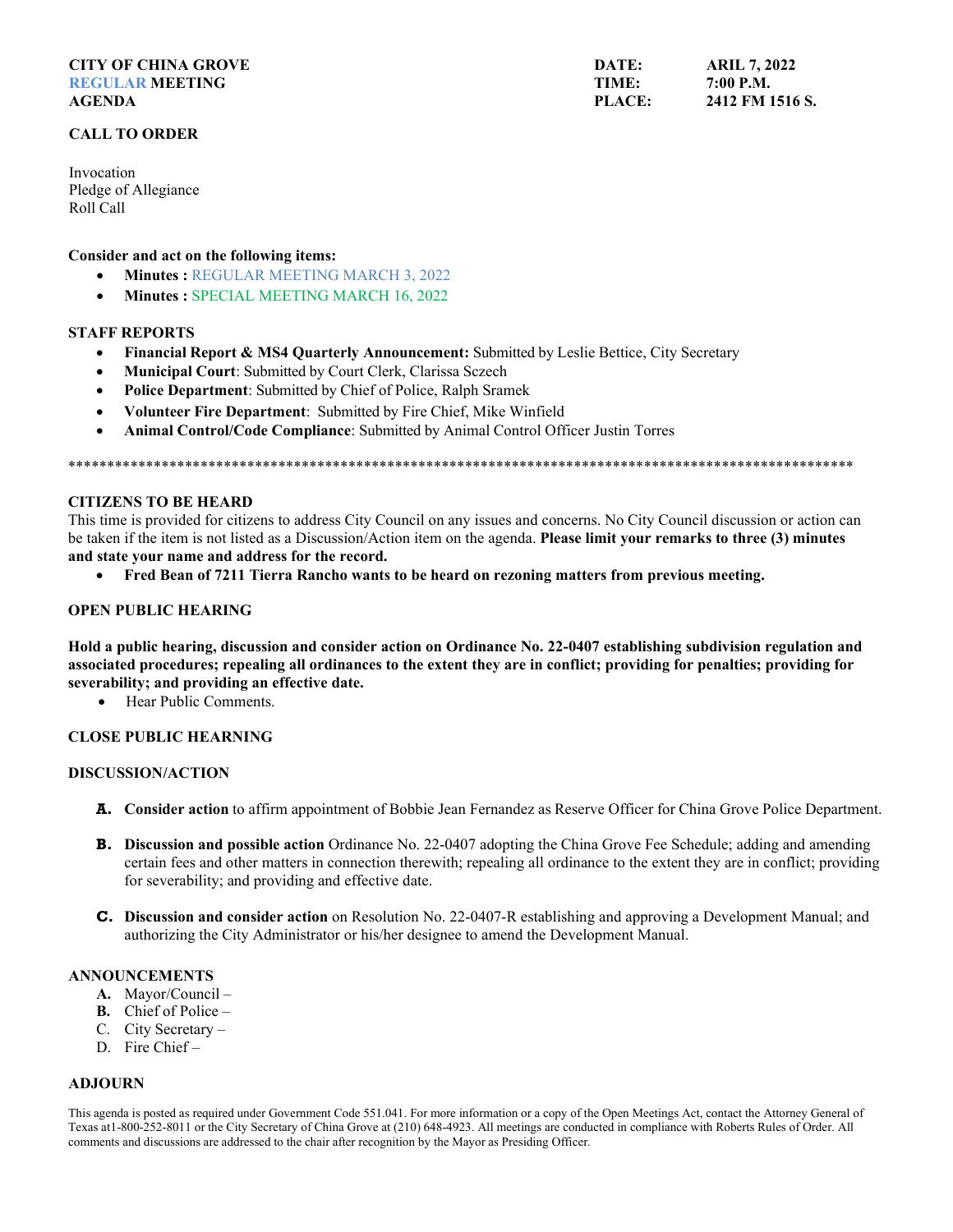**CITY OF CHINA GROVE**
**REGULAR MEETING**
**AGENDA**

**DATE:** ARIL 7, 2022
**TIME:** 7:00 P.M.
**PLACE:** 2412 FM 1516 S.

**CALL TO ORDER**

Invocation
Pledge of Allegiance
Roll Call

**Consider and act on the following items:**

- **Minutes :** REGULAR MEETING MARCH 3, 2022
- **Minutes :** SPECIAL MEETING MARCH 16, 2022

**STAFF REPORTS**

- **Financial Report & MS4 Quarterly Announcement:** Submitted by Leslie Bettice, City Secretary
- **Municipal Court**: Submitted by Court Clerk, Clarissa Sczech
- **Police Department**: Submitted by Chief of Police, Ralph Sramek
- **Volunteer Fire Department**: Submitted by Fire Chief, Mike Winfield
- **Animal Control/Code Compliance**: Submitted by Animal Control Officer Justin Torres

****************************************************************************************************

**CITIZENS TO BE HEARD**

This time is provided for citizens to address City Council on any issues and concerns. No City Council discussion or action can be taken if the item is not listed as a Discussion/Action item on the agenda. **Please limit your remarks to three (3) minutes and state your name and address for the record.**

- **Fred Bean of 7211 Tierra Rancho wants to be heard on rezoning matters from previous meeting.**

**OPEN PUBLIC HEARING**

**Hold a public hearing, discussion and consider action on Ordinance No. 22-0407 establishing subdivision regulation and associated procedures; repealing all ordinances to the extent they are in conflict; providing for penalties; providing for severability; and providing an effective date.**

- Hear Public Comments.

**CLOSE PUBLIC HEARNING**

**DISCUSSION/ACTION**

**A.** **Consider action** to affirm appointment of Bobbie Jean Fernandez as Reserve Officer for China Grove Police Department.

**B.** **Discussion and possible action** Ordinance No. 22-0407 adopting the China Grove Fee Schedule; adding and amending certain fees and other matters in connection therewith; repealing all ordinance to the extent they are in conflict; providing for severability; and providing and effective date.

**C.** **Discussion and consider action** on Resolution No. 22-0407-R establishing and approving a Development Manual; and authorizing the City Administrator or his/her designee to amend the Development Manual.

**ANNOUNCEMENTS**

**A.** Mayor/Council –
**B.** Chief of Police –
C. City Secretary –
D. Fire Chief –

**ADJOURN**

This agenda is posted as required under Government Code 551.041. For more information or a copy of the Open Meetings Act, contact the Attorney General of Texas at1-800-252-8011 or the City Secretary of China Grove at (210) 648-4923. All meetings are conducted in compliance with Roberts Rules of Order. All comments and discussions are addressed to the chair after recognition by the Mayor as Presiding Officer.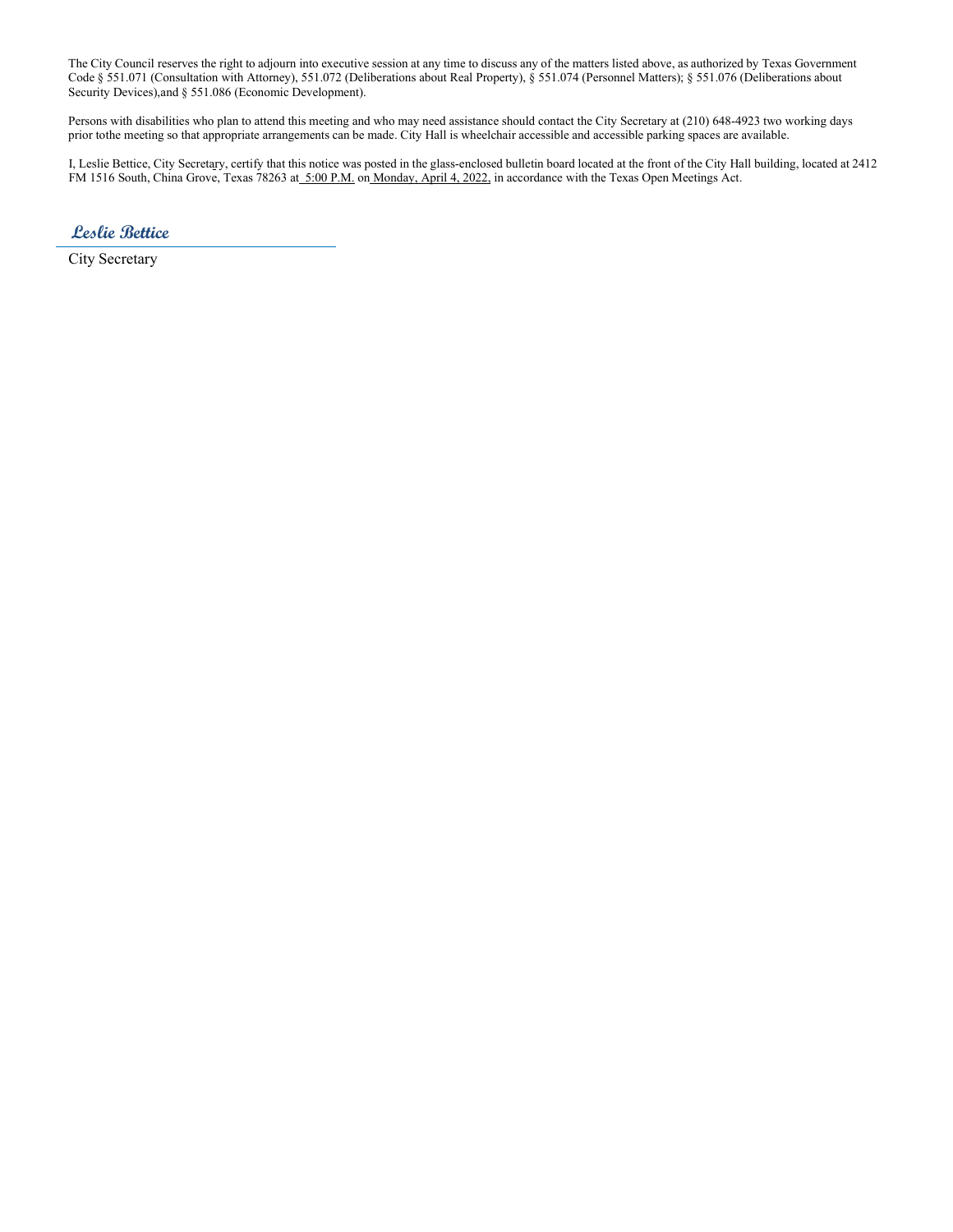The City Council reserves the right to adjourn into executive session at any time to discuss any of the matters listed above, as authorized by Texas Government Code § 551.071 (Consultation with Attorney), 551.072 (Deliberations about Real Property), § 551.074 (Personnel Matters); § 551.076 (Deliberations about Security Devices),and § 551.086 (Economic Development).

Persons with disabilities who plan to attend this meeting and who may need assistance should contact the City Secretary at (210) 648-4923 two working days prior tothe meeting so that appropriate arrangements can be made. City Hall is wheelchair accessible and accessible parking spaces are available.

I, Leslie Bettice, City Secretary, certify that this notice was posted in the glass-enclosed bulletin board located at the front of the City Hall building, located at 2412 FM 1516 South, China Grove, Texas 78263 at 5:00 P.M. on Monday, April 4, 2022, in accordance with the Texas Open Meetings Act.

*Leslie Bettice*

City Secretary